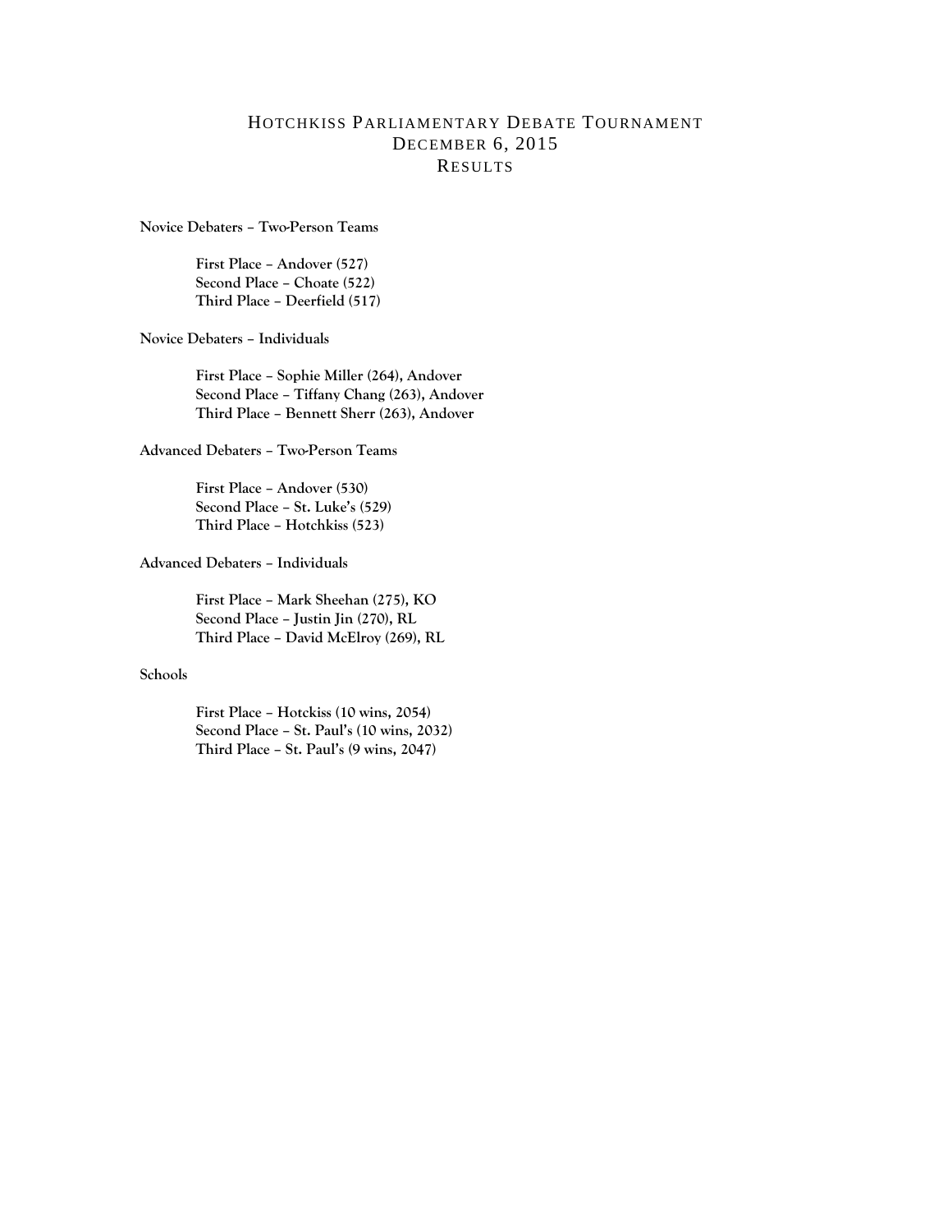# Hotchkiss Parliamentary Debate Tournament
## December 6, 2015
## Results

**Novice Debaters – Two-Person Teams**

**First Place – Andover (527)**
**Second Place – Choate (522)**
**Third Place – Deerfield (517)**

**Novice Debaters – Individuals**

**First Place – Sophie Miller (264), Andover**
**Second Place – Tiffany Chang (263), Andover**
**Third Place – Bennett Sherr (263), Andover**

**Advanced Debaters – Two-Person Teams**

**First Place – Andover (530)**
**Second Place – St. Luke's (529)**
**Third Place – Hotchkiss (523)**

**Advanced Debaters – Individuals**

**First Place – Mark Sheehan (275), KO**
**Second Place – Justin Jin (270), RL**
**Third Place – David McElroy (269), RL**

**Schools**

**First Place – Hotckiss (10 wins, 2054)**
**Second Place – St. Paul's (10 wins, 2032)**
**Third Place – St. Paul's (9 wins, 2047)**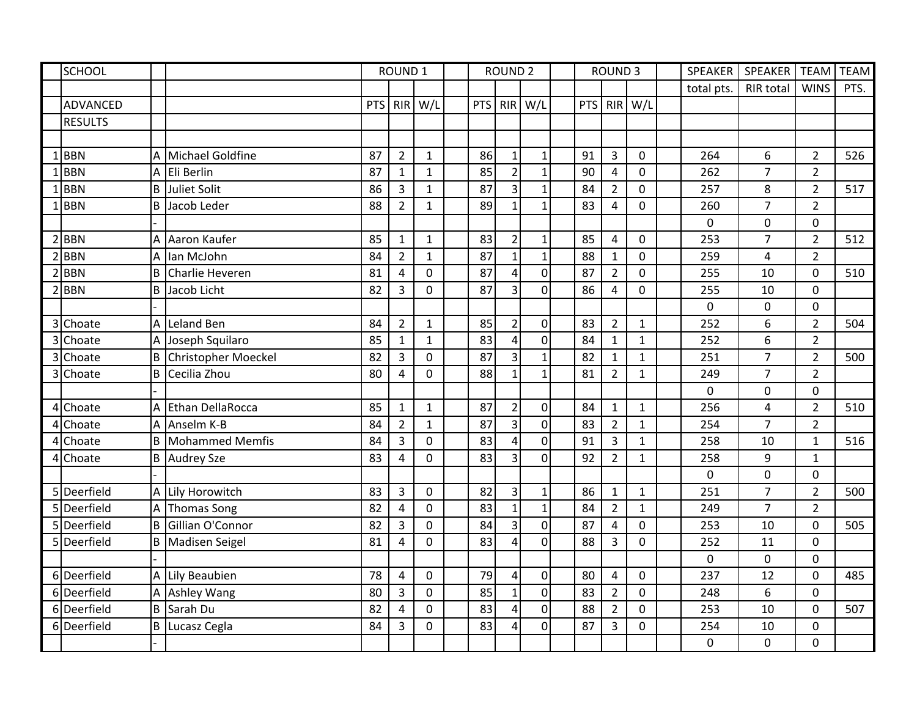| | SCHOOL | | | ROUND 1 | | | | ROUND 2 | | | | ROUND 3 | | | | SPEAKER | SPEAKER | TEAM | TEAM |
|---|---|---|---|---|---|---|---|---|---|---|---|---|---|---|---|---|---|---|---|
| | | | | | | | | | | | | | | | | total pts. | RIR total | WINS | PTS. |
| | ADVANCED | | | PTS | RIR | W/L | | PTS | RIR | W/L | | PTS | RIR | W/L | | | | | |
| | RESULTS | | | | | | | | | | | | | | | | | | |
| | | | | | | | | | | | | | | | | | | | |
| 1 | BBN | A | Michael Goldfine | 87 | 2 | 1 | | 86 | 1 | 1 | | 91 | 3 | 0 | | 264 | 6 | 2 | 526 |
| 1 | BBN | A | Eli Berlin | 87 | 1 | 1 | | 85 | 2 | 1 | | 90 | 4 | 0 | | 262 | 7 | 2 | |
| 1 | BBN | B | Juliet Solit | 86 | 3 | 1 | | 87 | 3 | 1 | | 84 | 2 | 0 | | 257 | 8 | 2 | 517 |
| 1 | BBN | B | Jacob Leder | 88 | 2 | 1 | | 89 | 1 | 1 | | 83 | 4 | 0 | | 260 | 7 | 2 | |
| | | - | | | | | | | | | | | | | | 0 | 0 | 0 | |
| 2 | BBN | A | Aaron Kaufer | 85 | 1 | 1 | | 83 | 2 | 1 | | 85 | 4 | 0 | | 253 | 7 | 2 | 512 |
| 2 | BBN | A | Ian McJohn | 84 | 2 | 1 | | 87 | 1 | 1 | | 88 | 1 | 0 | | 259 | 4 | 2 | |
| 2 | BBN | B | Charlie Heveren | 81 | 4 | 0 | | 87 | 4 | 0 | | 87 | 2 | 0 | | 255 | 10 | 0 | 510 |
| 2 | BBN | B | Jacob Licht | 82 | 3 | 0 | | 87 | 3 | 0 | | 86 | 4 | 0 | | 255 | 10 | 0 | |
| | | - | | | | | | | | | | | | | | 0 | 0 | 0 | |
| 3 | Choate | A | Leland Ben | 84 | 2 | 1 | | 85 | 2 | 0 | | 83 | 2 | 1 | | 252 | 6 | 2 | 504 |
| 3 | Choate | A | Joseph Squilaro | 85 | 1 | 1 | | 83 | 4 | 0 | | 84 | 1 | 1 | | 252 | 6 | 2 | |
| 3 | Choate | B | Christopher Moeckel | 82 | 3 | 0 | | 87 | 3 | 1 | | 82 | 1 | 1 | | 251 | 7 | 2 | 500 |
| 3 | Choate | B | Cecilia Zhou | 80 | 4 | 0 | | 88 | 1 | 1 | | 81 | 2 | 1 | | 249 | 7 | 2 | |
| | | - | | | | | | | | | | | | | | 0 | 0 | 0 | |
| 4 | Choate | A | Ethan DellaRocca | 85 | 1 | 1 | | 87 | 2 | 0 | | 84 | 1 | 1 | | 256 | 4 | 2 | 510 |
| 4 | Choate | A | Anselm K-B | 84 | 2 | 1 | | 87 | 3 | 0 | | 83 | 2 | 1 | | 254 | 7 | 2 | |
| 4 | Choate | B | Mohammed Memfis | 84 | 3 | 0 | | 83 | 4 | 0 | | 91 | 3 | 1 | | 258 | 10 | 1 | 516 |
| 4 | Choate | B | Audrey Sze | 83 | 4 | 0 | | 83 | 3 | 0 | | 92 | 2 | 1 | | 258 | 9 | 1 | |
| | | - | | | | | | | | | | | | | | 0 | 0 | 0 | |
| 5 | Deerfield | A | Lily Horowitch | 83 | 3 | 0 | | 82 | 3 | 1 | | 86 | 1 | 1 | | 251 | 7 | 2 | 500 |
| 5 | Deerfield | A | Thomas Song | 82 | 4 | 0 | | 83 | 1 | 1 | | 84 | 2 | 1 | | 249 | 7 | 2 | |
| 5 | Deerfield | B | Gillian O'Connor | 82 | 3 | 0 | | 84 | 3 | 0 | | 87 | 4 | 0 | | 253 | 10 | 0 | 505 |
| 5 | Deerfield | B | Madisen Seigel | 81 | 4 | 0 | | 83 | 4 | 0 | | 88 | 3 | 0 | | 252 | 11 | 0 | |
| | | - | | | | | | | | | | | | | | 0 | 0 | 0 | |
| 6 | Deerfield | A | Lily Beaubien | 78 | 4 | 0 | | 79 | 4 | 0 | | 80 | 4 | 0 | | 237 | 12 | 0 | 485 |
| 6 | Deerfield | A | Ashley Wang | 80 | 3 | 0 | | 85 | 1 | 0 | | 83 | 2 | 0 | | 248 | 6 | 0 | |
| 6 | Deerfield | B | Sarah Du | 82 | 4 | 0 | | 83 | 4 | 0 | | 88 | 2 | 0 | | 253 | 10 | 0 | 507 |
| 6 | Deerfield | B | Lucasz Cegla | 84 | 3 | 0 | | 83 | 4 | 0 | | 87 | 3 | 0 | | 254 | 10 | 0 | |
| | | - | | | | | | | | | | | | | | 0 | 0 | 0 | |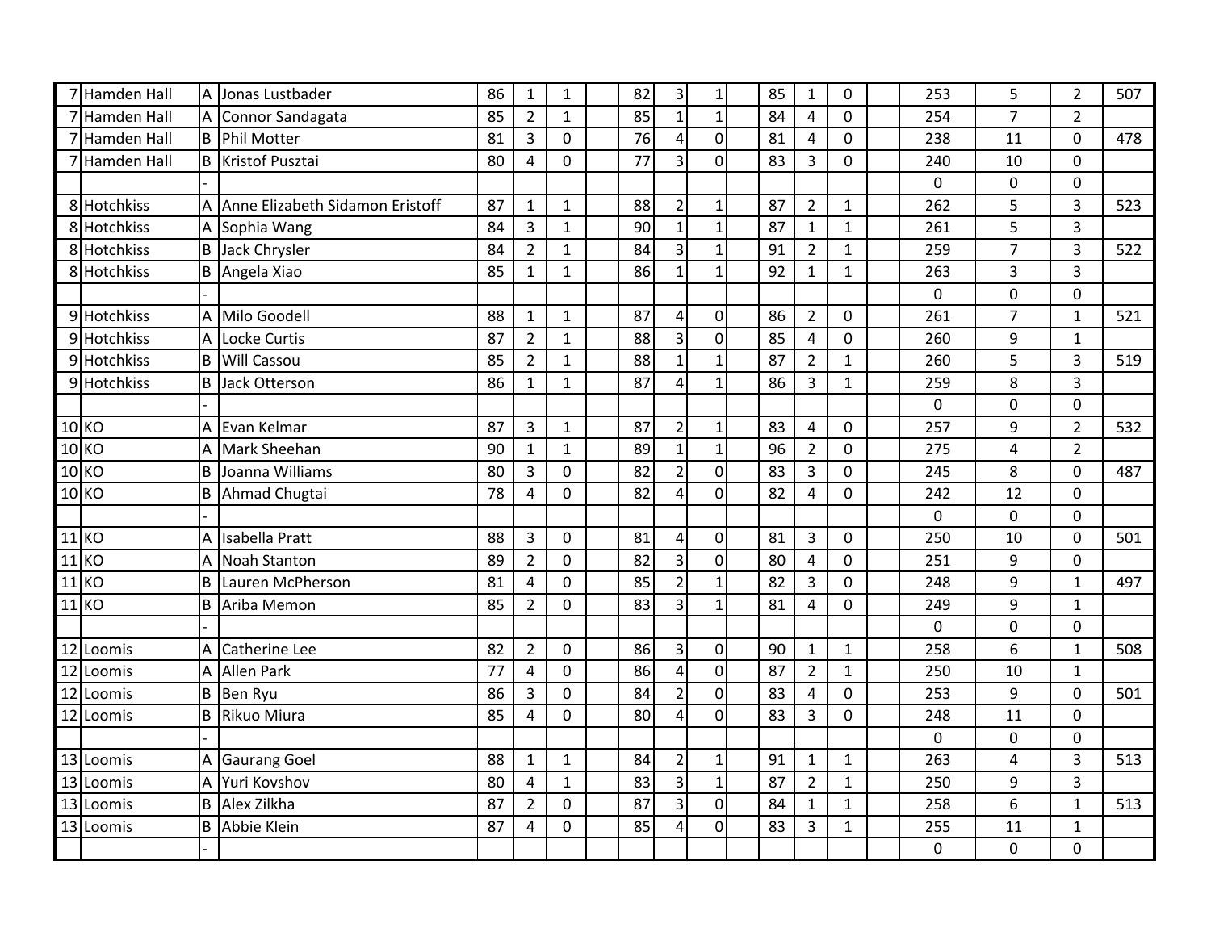| | | | | | | | | | | | | | | | | | | |
|---|---|---|---|---|---|---|---|---|---|---|---|---|---|---|---|---|---|---|
| 7 | Hamden Hall | A | Jonas Lustbader | 86 | 1 | 1 | | 82 | 3 | 1 | | 85 | 1 | 0 | | 253 | 5 | 2 | 507 |
| 7 | Hamden Hall | A | Connor Sandagata | 85 | 2 | 1 | | 85 | 1 | 1 | | 84 | 4 | 0 | | 254 | 7 | 2 | |
| 7 | Hamden Hall | B | Phil Motter | 81 | 3 | 0 | | 76 | 4 | 0 | | 81 | 4 | 0 | | 238 | 11 | 0 | 478 |
| 7 | Hamden Hall | B | Kristof Pusztai | 80 | 4 | 0 | | 77 | 3 | 0 | | 83 | 3 | 0 | | 240 | 10 | 0 | |
| | | - | | | | | | | | | | | | | | 0 | 0 | 0 | |
| 8 | Hotchkiss | A | Anne Elizabeth Sidamon Eristoff | 87 | 1 | 1 | | 88 | 2 | 1 | | 87 | 2 | 1 | | 262 | 5 | 3 | 523 |
| 8 | Hotchkiss | A | Sophia Wang | 84 | 3 | 1 | | 90 | 1 | 1 | | 87 | 1 | 1 | | 261 | 5 | 3 | |
| 8 | Hotchkiss | B | Jack Chrysler | 84 | 2 | 1 | | 84 | 3 | 1 | | 91 | 2 | 1 | | 259 | 7 | 3 | 522 |
| 8 | Hotchkiss | B | Angela Xiao | 85 | 1 | 1 | | 86 | 1 | 1 | | 92 | 1 | 1 | | 263 | 3 | 3 | |
| | | - | | | | | | | | | | | | | | 0 | 0 | 0 | |
| 9 | Hotchkiss | A | Milo Goodell | 88 | 1 | 1 | | 87 | 4 | 0 | | 86 | 2 | 0 | | 261 | 7 | 1 | 521 |
| 9 | Hotchkiss | A | Locke Curtis | 87 | 2 | 1 | | 88 | 3 | 0 | | 85 | 4 | 0 | | 260 | 9 | 1 | |
| 9 | Hotchkiss | B | Will Cassou | 85 | 2 | 1 | | 88 | 1 | 1 | | 87 | 2 | 1 | | 260 | 5 | 3 | 519 |
| 9 | Hotchkiss | B | Jack Otterson | 86 | 1 | 1 | | 87 | 4 | 1 | | 86 | 3 | 1 | | 259 | 8 | 3 | |
| | | - | | | | | | | | | | | | | | 0 | 0 | 0 | |
| 10 | KO | A | Evan Kelmar | 87 | 3 | 1 | | 87 | 2 | 1 | | 83 | 4 | 0 | | 257 | 9 | 2 | 532 |
| 10 | KO | A | Mark Sheehan | 90 | 1 | 1 | | 89 | 1 | 1 | | 96 | 2 | 0 | | 275 | 4 | 2 | |
| 10 | KO | B | Joanna Williams | 80 | 3 | 0 | | 82 | 2 | 0 | | 83 | 3 | 0 | | 245 | 8 | 0 | 487 |
| 10 | KO | B | Ahmad Chugtai | 78 | 4 | 0 | | 82 | 4 | 0 | | 82 | 4 | 0 | | 242 | 12 | 0 | |
| | | - | | | | | | | | | | | | | | 0 | 0 | 0 | |
| 11 | KO | A | Isabella Pratt | 88 | 3 | 0 | | 81 | 4 | 0 | | 81 | 3 | 0 | | 250 | 10 | 0 | 501 |
| 11 | KO | A | Noah Stanton | 89 | 2 | 0 | | 82 | 3 | 0 | | 80 | 4 | 0 | | 251 | 9 | 0 | |
| 11 | KO | B | Lauren McPherson | 81 | 4 | 0 | | 85 | 2 | 1 | | 82 | 3 | 0 | | 248 | 9 | 1 | 497 |
| 11 | KO | B | Ariba Memon | 85 | 2 | 0 | | 83 | 3 | 1 | | 81 | 4 | 0 | | 249 | 9 | 1 | |
| | | - | | | | | | | | | | | | | | 0 | 0 | 0 | |
| 12 | Loomis | A | Catherine Lee | 82 | 2 | 0 | | 86 | 3 | 0 | | 90 | 1 | 1 | | 258 | 6 | 1 | 508 |
| 12 | Loomis | A | Allen Park | 77 | 4 | 0 | | 86 | 4 | 0 | | 87 | 2 | 1 | | 250 | 10 | 1 | |
| 12 | Loomis | B | Ben Ryu | 86 | 3 | 0 | | 84 | 2 | 0 | | 83 | 4 | 0 | | 253 | 9 | 0 | 501 |
| 12 | Loomis | B | Rikuo Miura | 85 | 4 | 0 | | 80 | 4 | 0 | | 83 | 3 | 0 | | 248 | 11 | 0 | |
| | | - | | | | | | | | | | | | | | 0 | 0 | 0 | |
| 13 | Loomis | A | Gaurang Goel | 88 | 1 | 1 | | 84 | 2 | 1 | | 91 | 1 | 1 | | 263 | 4 | 3 | 513 |
| 13 | Loomis | A | Yuri Kovshov | 80 | 4 | 1 | | 83 | 3 | 1 | | 87 | 2 | 1 | | 250 | 9 | 3 | |
| 13 | Loomis | B | Alex Zilkha | 87 | 2 | 0 | | 87 | 3 | 0 | | 84 | 1 | 1 | | 258 | 6 | 1 | 513 |
| 13 | Loomis | B | Abbie Klein | 87 | 4 | 0 | | 85 | 4 | 0 | | 83 | 3 | 1 | | 255 | 11 | 1 | |
| | | - | | | | | | | | | | | | | | 0 | 0 | 0 | |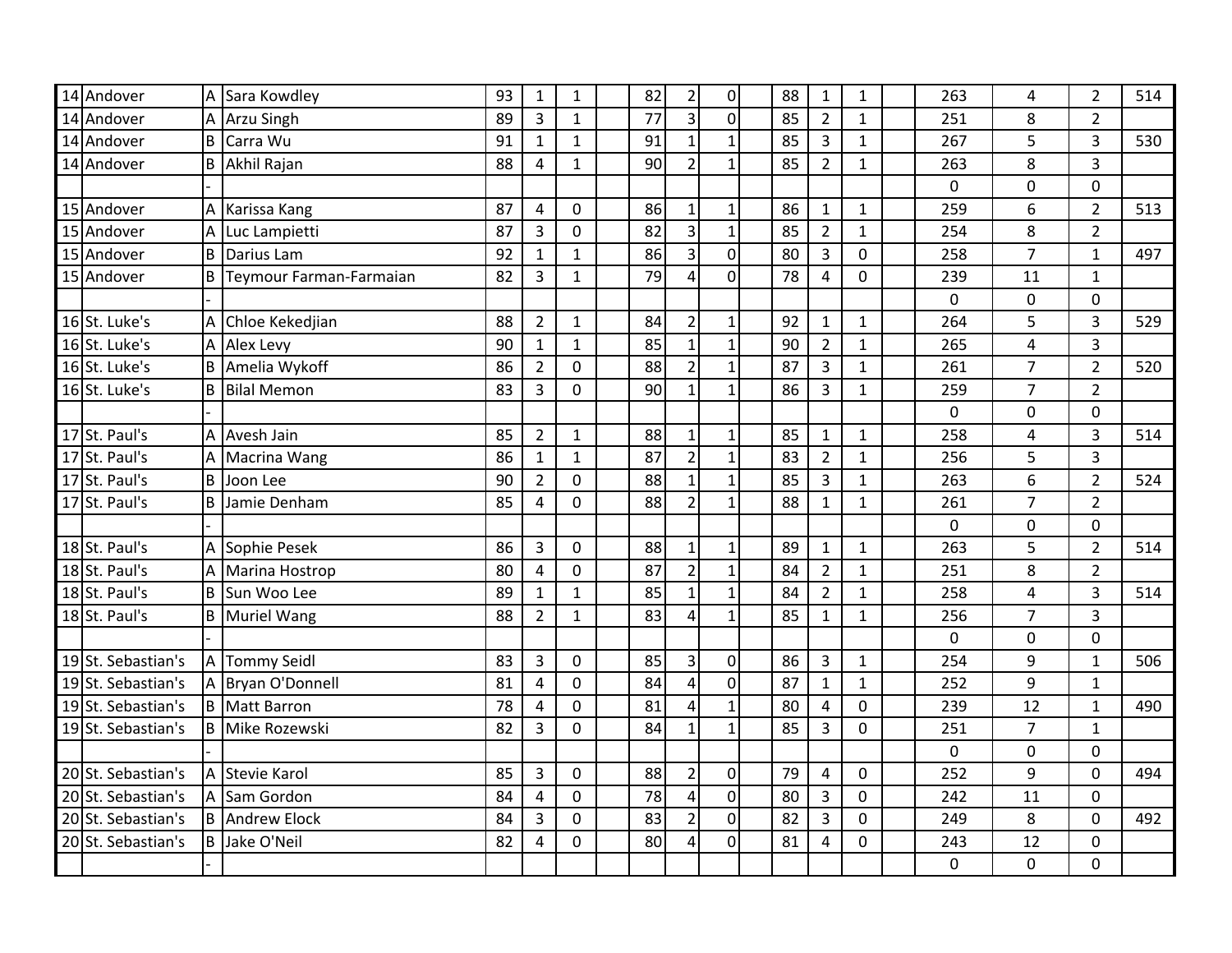|  |  |  |  |  |  |  |  |  |  |  |  |  |  |  |  |  |  |  |
|---|---|---|---|---|---|---|---|---|---|---|---|---|---|---|---|---|---|---|
| 14 | Andover | A | Sara Kowdley | 93 | 1 | 1 |  | 82 | 2 | 0 |  | 88 | 1 | 1 |  | 263 | 4 | 2 | 514 |
| 14 | Andover | A | Arzu Singh | 89 | 3 | 1 |  | 77 | 3 | 0 |  | 85 | 2 | 1 |  | 251 | 8 | 2 |  |
| 14 | Andover | B | Carra Wu | 91 | 1 | 1 |  | 91 | 1 | 1 |  | 85 | 3 | 1 |  | 267 | 5 | 3 | 530 |
| 14 | Andover | B | Akhil Rajan | 88 | 4 | 1 |  | 90 | 2 | 1 |  | 85 | 2 | 1 |  | 263 | 8 | 3 |  |
|  |  | - |  |  |  |  |  |  |  |  |  |  |  |  |  | 0 | 0 | 0 |  |
| 15 | Andover | A | Karissa Kang | 87 | 4 | 0 |  | 86 | 1 | 1 |  | 86 | 1 | 1 |  | 259 | 6 | 2 | 513 |
| 15 | Andover | A | Luc Lampietti | 87 | 3 | 0 |  | 82 | 3 | 1 |  | 85 | 2 | 1 |  | 254 | 8 | 2 |  |
| 15 | Andover | B | Darius Lam | 92 | 1 | 1 |  | 86 | 3 | 0 |  | 80 | 3 | 0 |  | 258 | 7 | 1 | 497 |
| 15 | Andover | B | Teymour Farman-Farmaian | 82 | 3 | 1 |  | 79 | 4 | 0 |  | 78 | 4 | 0 |  | 239 | 11 | 1 |  |
|  |  | - |  |  |  |  |  |  |  |  |  |  |  |  |  | 0 | 0 | 0 |  |
| 16 | St. Luke's | A | Chloe Kekedjian | 88 | 2 | 1 |  | 84 | 2 | 1 |  | 92 | 1 | 1 |  | 264 | 5 | 3 | 529 |
| 16 | St. Luke's | A | Alex Levy | 90 | 1 | 1 |  | 85 | 1 | 1 |  | 90 | 2 | 1 |  | 265 | 4 | 3 |  |
| 16 | St. Luke's | B | Amelia Wykoff | 86 | 2 | 0 |  | 88 | 2 | 1 |  | 87 | 3 | 1 |  | 261 | 7 | 2 | 520 |
| 16 | St. Luke's | B | Bilal Memon | 83 | 3 | 0 |  | 90 | 1 | 1 |  | 86 | 3 | 1 |  | 259 | 7 | 2 |  |
|  |  | - |  |  |  |  |  |  |  |  |  |  |  |  |  | 0 | 0 | 0 |  |
| 17 | St. Paul's | A | Avesh Jain | 85 | 2 | 1 |  | 88 | 1 | 1 |  | 85 | 1 | 1 |  | 258 | 4 | 3 | 514 |
| 17 | St. Paul's | A | Macrina Wang | 86 | 1 | 1 |  | 87 | 2 | 1 |  | 83 | 2 | 1 |  | 256 | 5 | 3 |  |
| 17 | St. Paul's | B | Joon Lee | 90 | 2 | 0 |  | 88 | 1 | 1 |  | 85 | 3 | 1 |  | 263 | 6 | 2 | 524 |
| 17 | St. Paul's | B | Jamie Denham | 85 | 4 | 0 |  | 88 | 2 | 1 |  | 88 | 1 | 1 |  | 261 | 7 | 2 |  |
|  |  | - |  |  |  |  |  |  |  |  |  |  |  |  |  | 0 | 0 | 0 |  |
| 18 | St. Paul's | A | Sophie Pesek | 86 | 3 | 0 |  | 88 | 1 | 1 |  | 89 | 1 | 1 |  | 263 | 5 | 2 | 514 |
| 18 | St. Paul's | A | Marina Hostrop | 80 | 4 | 0 |  | 87 | 2 | 1 |  | 84 | 2 | 1 |  | 251 | 8 | 2 |  |
| 18 | St. Paul's | B | Sun Woo Lee | 89 | 1 | 1 |  | 85 | 1 | 1 |  | 84 | 2 | 1 |  | 258 | 4 | 3 | 514 |
| 18 | St. Paul's | B | Muriel Wang | 88 | 2 | 1 |  | 83 | 4 | 1 |  | 85 | 1 | 1 |  | 256 | 7 | 3 |  |
|  |  | - |  |  |  |  |  |  |  |  |  |  |  |  |  | 0 | 0 | 0 |  |
| 19 | St. Sebastian's | A | Tommy Seidl | 83 | 3 | 0 |  | 85 | 3 | 0 |  | 86 | 3 | 1 |  | 254 | 9 | 1 | 506 |
| 19 | St. Sebastian's | A | Bryan O'Donnell | 81 | 4 | 0 |  | 84 | 4 | 0 |  | 87 | 1 | 1 |  | 252 | 9 | 1 |  |
| 19 | St. Sebastian's | B | Matt Barron | 78 | 4 | 0 |  | 81 | 4 | 1 |  | 80 | 4 | 0 |  | 239 | 12 | 1 | 490 |
| 19 | St. Sebastian's | B | Mike Rozewski | 82 | 3 | 0 |  | 84 | 1 | 1 |  | 85 | 3 | 0 |  | 251 | 7 | 1 |  |
|  |  | - |  |  |  |  |  |  |  |  |  |  |  |  |  | 0 | 0 | 0 |  |
| 20 | St. Sebastian's | A | Stevie Karol | 85 | 3 | 0 |  | 88 | 2 | 0 |  | 79 | 4 | 0 |  | 252 | 9 | 0 | 494 |
| 20 | St. Sebastian's | A | Sam Gordon | 84 | 4 | 0 |  | 78 | 4 | 0 |  | 80 | 3 | 0 |  | 242 | 11 | 0 |  |
| 20 | St. Sebastian's | B | Andrew Elock | 84 | 3 | 0 |  | 83 | 2 | 0 |  | 82 | 3 | 0 |  | 249 | 8 | 0 | 492 |
| 20 | St. Sebastian's | B | Jake O'Neil | 82 | 4 | 0 |  | 80 | 4 | 0 |  | 81 | 4 | 0 |  | 243 | 12 | 0 |  |
|  |  | - |  |  |  |  |  |  |  |  |  |  |  |  |  | 0 | 0 | 0 |  |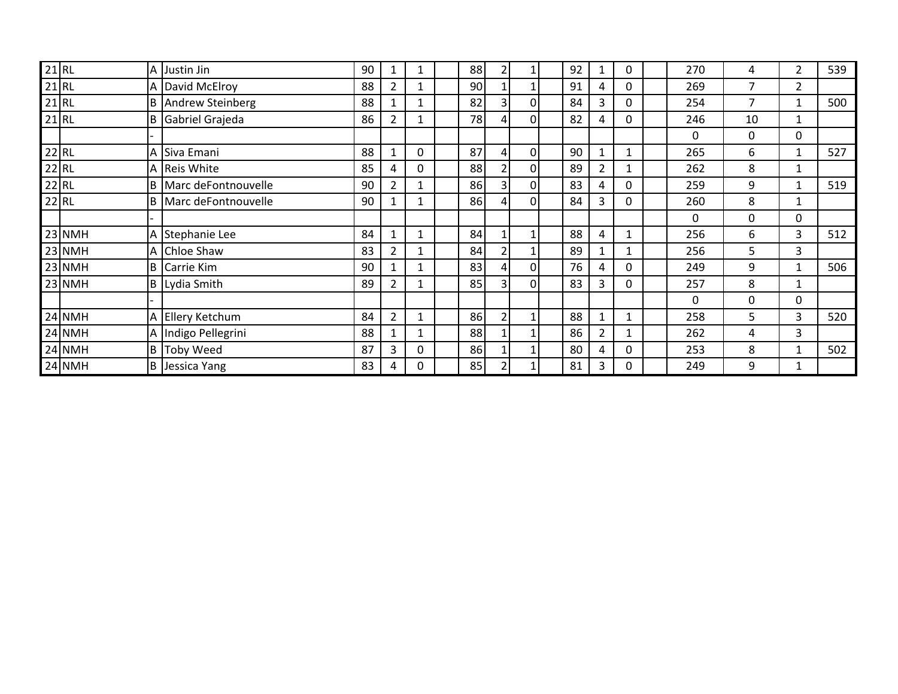| | | | | | | | | | | | | | | | | | | | |
|---|---|---|---|---|---|---|---|---|---|---|---|---|---|---|---|---|---|---|---|
| 21 | RL | A | Justin Jin | 90 | 1 | 1 | | 88 | 2 | 1 | | 92 | 1 | 0 | | 270 | 4 | 2 | 539 |
| 21 | RL | A | David McElroy | 88 | 2 | 1 | | 90 | 1 | 1 | | 91 | 4 | 0 | | 269 | 7 | 2 | |
| 21 | RL | B | Andrew Steinberg | 88 | 1 | 1 | | 82 | 3 | 0 | | 84 | 3 | 0 | | 254 | 7 | 1 | 500 |
| 21 | RL | B | Gabriel Grajeda | 86 | 2 | 1 | | 78 | 4 | 0 | | 82 | 4 | 0 | | 246 | 10 | 1 | |
| | | - | | | | | | | | | | | | | | 0 | 0 | 0 | |
| 22 | RL | A | Siva Emani | 88 | 1 | 0 | | 87 | 4 | 0 | | 90 | 1 | 1 | | 265 | 6 | 1 | 527 |
| 22 | RL | A | Reis White | 85 | 4 | 0 | | 88 | 2 | 0 | | 89 | 2 | 1 | | 262 | 8 | 1 | |
| 22 | RL | B | Marc deFontnouvelle | 90 | 2 | 1 | | 86 | 3 | 0 | | 83 | 4 | 0 | | 259 | 9 | 1 | 519 |
| 22 | RL | B | Marc deFontnouvelle | 90 | 1 | 1 | | 86 | 4 | 0 | | 84 | 3 | 0 | | 260 | 8 | 1 | |
| | | - | | | | | | | | | | | | | | 0 | 0 | 0 | |
| 23 | NMH | A | Stephanie Lee | 84 | 1 | 1 | | 84 | 1 | 1 | | 88 | 4 | 1 | | 256 | 6 | 3 | 512 |
| 23 | NMH | A | Chloe Shaw | 83 | 2 | 1 | | 84 | 2 | 1 | | 89 | 1 | 1 | | 256 | 5 | 3 | |
| 23 | NMH | B | Carrie Kim | 90 | 1 | 1 | | 83 | 4 | 0 | | 76 | 4 | 0 | | 249 | 9 | 1 | 506 |
| 23 | NMH | B | Lydia Smith | 89 | 2 | 1 | | 85 | 3 | 0 | | 83 | 3 | 0 | | 257 | 8 | 1 | |
| | | - | | | | | | | | | | | | | | 0 | 0 | 0 | |
| 24 | NMH | A | Ellery Ketchum | 84 | 2 | 1 | | 86 | 2 | 1 | | 88 | 1 | 1 | | 258 | 5 | 3 | 520 |
| 24 | NMH | A | Indigo Pellegrini | 88 | 1 | 1 | | 88 | 1 | 1 | | 86 | 2 | 1 | | 262 | 4 | 3 | |
| 24 | NMH | B | Toby Weed | 87 | 3 | 0 | | 86 | 1 | 1 | | 80 | 4 | 0 | | 253 | 8 | 1 | 502 |
| 24 | NMH | B | Jessica Yang | 83 | 4 | 0 | | 85 | 2 | 1 | | 81 | 3 | 0 | | 249 | 9 | 1 | |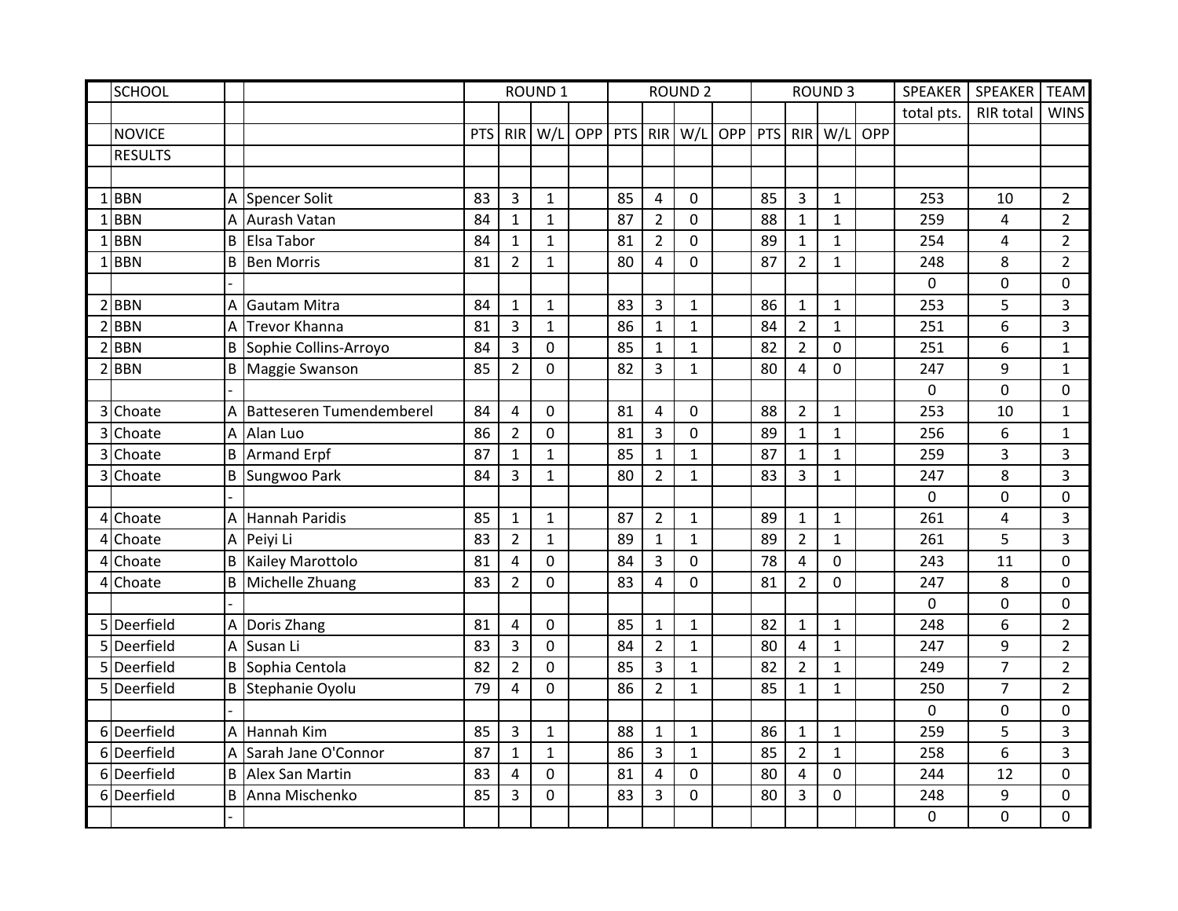| | SCHOOL | | | ROUND 1 | | | | ROUND 2 | | | | ROUND 3 | | | | SPEAKER | SPEAKER | TEAM |
|---|---|---|---|---|---|---|---|---|---|---|---|---|---|---|---|---|---|---|
| | | | | | | | | | | | | | | | | total pts. | RIR total | WINS |
| | NOVICE | | | PTS | RIR | W/L | OPP | PTS | RIR | W/L | OPP | PTS | RIR | W/L | OPP | | | |
| | RESULTS | | | | | | | | | | | | | | | | | |
| | | | | | | | | | | | | | | | | | | |
| 1 | BBN | A | Spencer Solit | 83 | 3 | 1 | | 85 | 4 | 0 | | 85 | 3 | 1 | | 253 | 10 | 2 |
| 1 | BBN | A | Aurash Vatan | 84 | 1 | 1 | | 87 | 2 | 0 | | 88 | 1 | 1 | | 259 | 4 | 2 |
| 1 | BBN | B | Elsa Tabor | 84 | 1 | 1 | | 81 | 2 | 0 | | 89 | 1 | 1 | | 254 | 4 | 2 |
| 1 | BBN | B | Ben Morris | 81 | 2 | 1 | | 80 | 4 | 0 | | 87 | 2 | 1 | | 248 | 8 | 2 |
| | | - | | | | | | | | | | | | | | 0 | 0 | 0 |
| 2 | BBN | A | Gautam Mitra | 84 | 1 | 1 | | 83 | 3 | 1 | | 86 | 1 | 1 | | 253 | 5 | 3 |
| 2 | BBN | A | Trevor Khanna | 81 | 3 | 1 | | 86 | 1 | 1 | | 84 | 2 | 1 | | 251 | 6 | 3 |
| 2 | BBN | B | Sophie Collins-Arroyo | 84 | 3 | 0 | | 85 | 1 | 1 | | 82 | 2 | 0 | | 251 | 6 | 1 |
| 2 | BBN | B | Maggie Swanson | 85 | 2 | 0 | | 82 | 3 | 1 | | 80 | 4 | 0 | | 247 | 9 | 1 |
| | | - | | | | | | | | | | | | | | 0 | 0 | 0 |
| 3 | Choate | A | Batteseren Tumendemberel | 84 | 4 | 0 | | 81 | 4 | 0 | | 88 | 2 | 1 | | 253 | 10 | 1 |
| 3 | Choate | A | Alan Luo | 86 | 2 | 0 | | 81 | 3 | 0 | | 89 | 1 | 1 | | 256 | 6 | 1 |
| 3 | Choate | B | Armand Erpf | 87 | 1 | 1 | | 85 | 1 | 1 | | 87 | 1 | 1 | | 259 | 3 | 3 |
| 3 | Choate | B | Sungwoo Park | 84 | 3 | 1 | | 80 | 2 | 1 | | 83 | 3 | 1 | | 247 | 8 | 3 |
| | | - | | | | | | | | | | | | | | 0 | 0 | 0 |
| 4 | Choate | A | Hannah Paridis | 85 | 1 | 1 | | 87 | 2 | 1 | | 89 | 1 | 1 | | 261 | 4 | 3 |
| 4 | Choate | A | Peiyi Li | 83 | 2 | 1 | | 89 | 1 | 1 | | 89 | 2 | 1 | | 261 | 5 | 3 |
| 4 | Choate | B | Kailey Marottolo | 81 | 4 | 0 | | 84 | 3 | 0 | | 78 | 4 | 0 | | 243 | 11 | 0 |
| 4 | Choate | B | Michelle Zhuang | 83 | 2 | 0 | | 83 | 4 | 0 | | 81 | 2 | 0 | | 247 | 8 | 0 |
| | | - | | | | | | | | | | | | | | 0 | 0 | 0 |
| 5 | Deerfield | A | Doris Zhang | 81 | 4 | 0 | | 85 | 1 | 1 | | 82 | 1 | 1 | | 248 | 6 | 2 |
| 5 | Deerfield | A | Susan Li | 83 | 3 | 0 | | 84 | 2 | 1 | | 80 | 4 | 1 | | 247 | 9 | 2 |
| 5 | Deerfield | B | Sophia Centola | 82 | 2 | 0 | | 85 | 3 | 1 | | 82 | 2 | 1 | | 249 | 7 | 2 |
| 5 | Deerfield | B | Stephanie Oyolu | 79 | 4 | 0 | | 86 | 2 | 1 | | 85 | 1 | 1 | | 250 | 7 | 2 |
| | | - | | | | | | | | | | | | | | 0 | 0 | 0 |
| 6 | Deerfield | A | Hannah Kim | 85 | 3 | 1 | | 88 | 1 | 1 | | 86 | 1 | 1 | | 259 | 5 | 3 |
| 6 | Deerfield | A | Sarah Jane O'Connor | 87 | 1 | 1 | | 86 | 3 | 1 | | 85 | 2 | 1 | | 258 | 6 | 3 |
| 6 | Deerfield | B | Alex San Martin | 83 | 4 | 0 | | 81 | 4 | 0 | | 80 | 4 | 0 | | 244 | 12 | 0 |
| 6 | Deerfield | B | Anna Mischenko | 85 | 3 | 0 | | 83 | 3 | 0 | | 80 | 3 | 0 | | 248 | 9 | 0 |
| | | - | | | | | | | | | | | | | | 0 | 0 | 0 |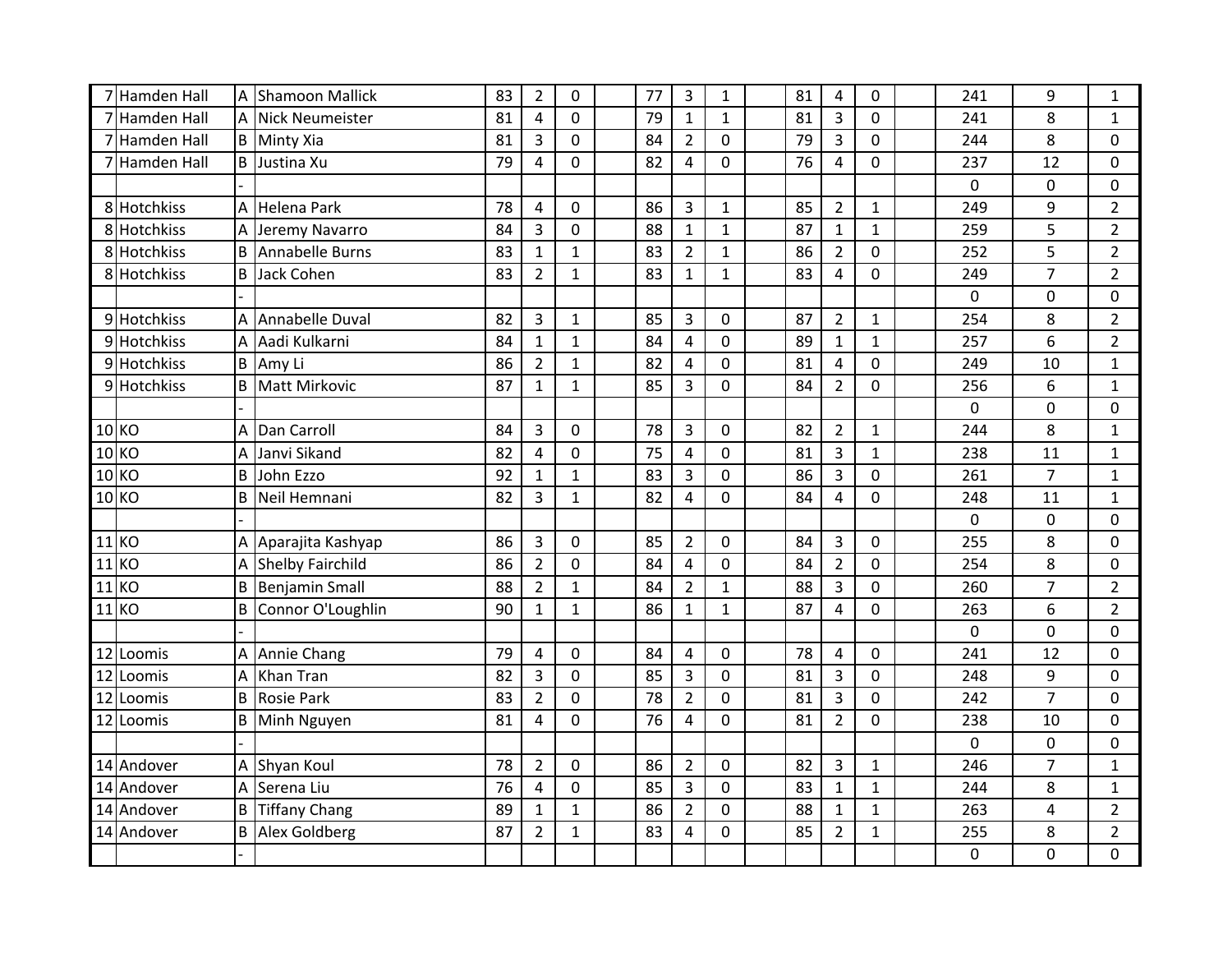| | | | | | | | | | | | | | | | | | |
|---|---|---|---|---|---|---|---|---|---|---|---|---|---|---|---|---|---|
| 7 | Hamden Hall | A | Shamoon Mallick | 83 | 2 | 0 | | 77 | 3 | 1 | | 81 | 4 | 0 | | 241 | 9 | 1 |
| 7 | Hamden Hall | A | Nick Neumeister | 81 | 4 | 0 | | 79 | 1 | 1 | | 81 | 3 | 0 | | 241 | 8 | 1 |
| 7 | Hamden Hall | B | Minty Xia | 81 | 3 | 0 | | 84 | 2 | 0 | | 79 | 3 | 0 | | 244 | 8 | 0 |
| 7 | Hamden Hall | B | Justina Xu | 79 | 4 | 0 | | 82 | 4 | 0 | | 76 | 4 | 0 | | 237 | 12 | 0 |
| | | - | | | | | | | | | | | | | | 0 | 0 | 0 |
| 8 | Hotchkiss | A | Helena Park | 78 | 4 | 0 | | 86 | 3 | 1 | | 85 | 2 | 1 | | 249 | 9 | 2 |
| 8 | Hotchkiss | A | Jeremy Navarro | 84 | 3 | 0 | | 88 | 1 | 1 | | 87 | 1 | 1 | | 259 | 5 | 2 |
| 8 | Hotchkiss | B | Annabelle Burns | 83 | 1 | 1 | | 83 | 2 | 1 | | 86 | 2 | 0 | | 252 | 5 | 2 |
| 8 | Hotchkiss | B | Jack Cohen | 83 | 2 | 1 | | 83 | 1 | 1 | | 83 | 4 | 0 | | 249 | 7 | 2 |
| | | - | | | | | | | | | | | | | | 0 | 0 | 0 |
| 9 | Hotchkiss | A | Annabelle Duval | 82 | 3 | 1 | | 85 | 3 | 0 | | 87 | 2 | 1 | | 254 | 8 | 2 |
| 9 | Hotchkiss | A | Aadi Kulkarni | 84 | 1 | 1 | | 84 | 4 | 0 | | 89 | 1 | 1 | | 257 | 6 | 2 |
| 9 | Hotchkiss | B | Amy Li | 86 | 2 | 1 | | 82 | 4 | 0 | | 81 | 4 | 0 | | 249 | 10 | 1 |
| 9 | Hotchkiss | B | Matt Mirkovic | 87 | 1 | 1 | | 85 | 3 | 0 | | 84 | 2 | 0 | | 256 | 6 | 1 |
| | | - | | | | | | | | | | | | | | 0 | 0 | 0 |
| 10 | KO | A | Dan Carroll | 84 | 3 | 0 | | 78 | 3 | 0 | | 82 | 2 | 1 | | 244 | 8 | 1 |
| 10 | KO | A | Janvi Sikand | 82 | 4 | 0 | | 75 | 4 | 0 | | 81 | 3 | 1 | | 238 | 11 | 1 |
| 10 | KO | B | John Ezzo | 92 | 1 | 1 | | 83 | 3 | 0 | | 86 | 3 | 0 | | 261 | 7 | 1 |
| 10 | KO | B | Neil Hemnani | 82 | 3 | 1 | | 82 | 4 | 0 | | 84 | 4 | 0 | | 248 | 11 | 1 |
| | | - | | | | | | | | | | | | | | 0 | 0 | 0 |
| 11 | KO | A | Aparajita Kashyap | 86 | 3 | 0 | | 85 | 2 | 0 | | 84 | 3 | 0 | | 255 | 8 | 0 |
| 11 | KO | A | Shelby Fairchild | 86 | 2 | 0 | | 84 | 4 | 0 | | 84 | 2 | 0 | | 254 | 8 | 0 |
| 11 | KO | B | Benjamin Small | 88 | 2 | 1 | | 84 | 2 | 1 | | 88 | 3 | 0 | | 260 | 7 | 2 |
| 11 | KO | B | Connor O'Loughlin | 90 | 1 | 1 | | 86 | 1 | 1 | | 87 | 4 | 0 | | 263 | 6 | 2 |
| | | - | | | | | | | | | | | | | | 0 | 0 | 0 |
| 12 | Loomis | A | Annie Chang | 79 | 4 | 0 | | 84 | 4 | 0 | | 78 | 4 | 0 | | 241 | 12 | 0 |
| 12 | Loomis | A | Khan Tran | 82 | 3 | 0 | | 85 | 3 | 0 | | 81 | 3 | 0 | | 248 | 9 | 0 |
| 12 | Loomis | B | Rosie Park | 83 | 2 | 0 | | 78 | 2 | 0 | | 81 | 3 | 0 | | 242 | 7 | 0 |
| 12 | Loomis | B | Minh Nguyen | 81 | 4 | 0 | | 76 | 4 | 0 | | 81 | 2 | 0 | | 238 | 10 | 0 |
| | | - | | | | | | | | | | | | | | 0 | 0 | 0 |
| 14 | Andover | A | Shyan Koul | 78 | 2 | 0 | | 86 | 2 | 0 | | 82 | 3 | 1 | | 246 | 7 | 1 |
| 14 | Andover | A | Serena Liu | 76 | 4 | 0 | | 85 | 3 | 0 | | 83 | 1 | 1 | | 244 | 8 | 1 |
| 14 | Andover | B | Tiffany Chang | 89 | 1 | 1 | | 86 | 2 | 0 | | 88 | 1 | 1 | | 263 | 4 | 2 |
| 14 | Andover | B | Alex Goldberg | 87 | 2 | 1 | | 83 | 4 | 0 | | 85 | 2 | 1 | | 255 | 8 | 2 |
| | | - | | | | | | | | | | | | | | 0 | 0 | 0 |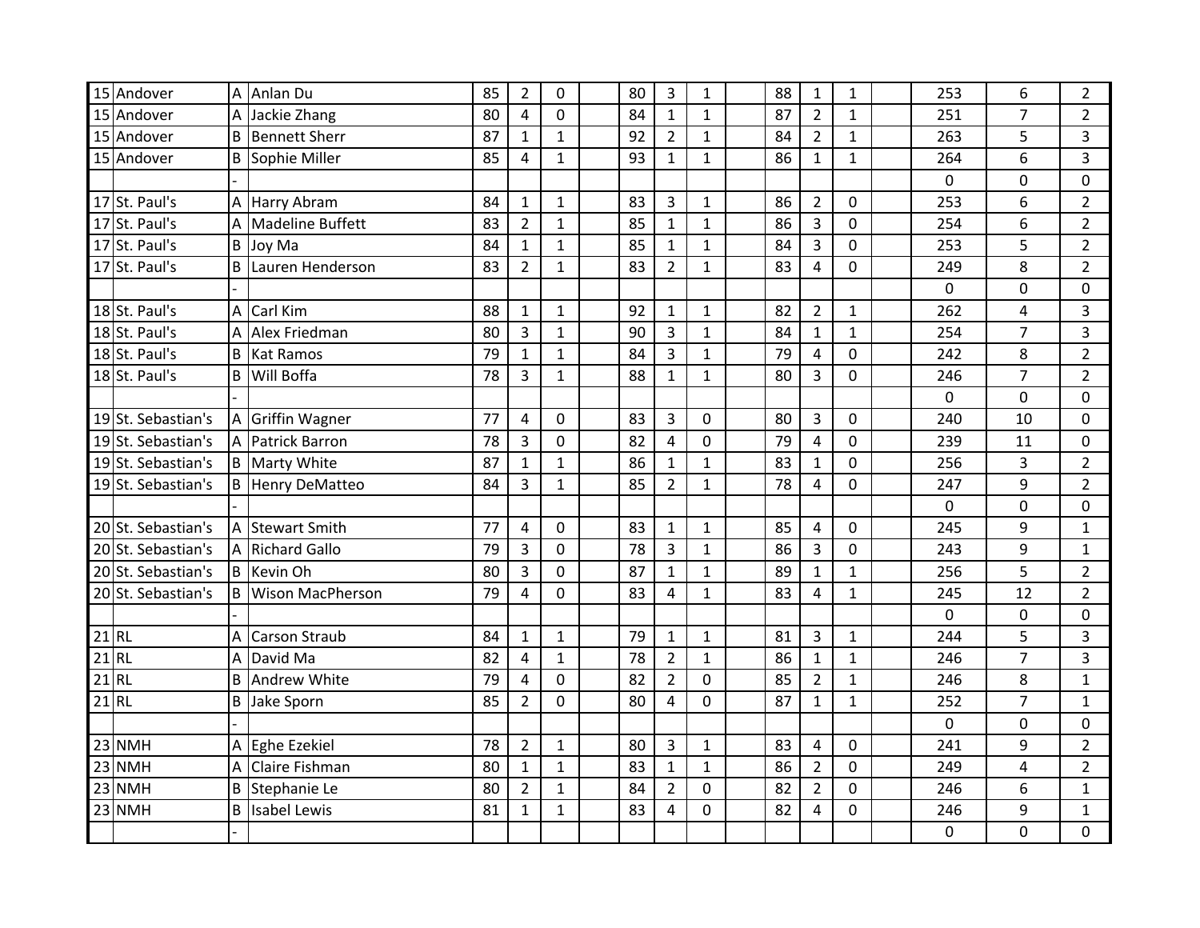| | | | | | | | | | | | | | | | | | | |
|---|---|---|---|---|---|---|---|---|---|---|---|---|---|---|---|---|---|---|
| 15 | Andover | A | Anlan Du | 85 | 2 | 0 | | 80 | 3 | 1 | | 88 | 1 | 1 | | 253 | 6 | 2 |
| 15 | Andover | A | Jackie Zhang | 80 | 4 | 0 | | 84 | 1 | 1 | | 87 | 2 | 1 | | 251 | 7 | 2 |
| 15 | Andover | B | Bennett Sherr | 87 | 1 | 1 | | 92 | 2 | 1 | | 84 | 2 | 1 | | 263 | 5 | 3 |
| 15 | Andover | B | Sophie Miller | 85 | 4 | 1 | | 93 | 1 | 1 | | 86 | 1 | 1 | | 264 | 6 | 3 |
| | | - | | | | | | | | | | | | | | 0 | 0 | 0 |
| 17 | St. Paul's | A | Harry Abram | 84 | 1 | 1 | | 83 | 3 | 1 | | 86 | 2 | 0 | | 253 | 6 | 2 |
| 17 | St. Paul's | A | Madeline Buffett | 83 | 2 | 1 | | 85 | 1 | 1 | | 86 | 3 | 0 | | 254 | 6 | 2 |
| 17 | St. Paul's | B | Joy Ma | 84 | 1 | 1 | | 85 | 1 | 1 | | 84 | 3 | 0 | | 253 | 5 | 2 |
| 17 | St. Paul's | B | Lauren Henderson | 83 | 2 | 1 | | 83 | 2 | 1 | | 83 | 4 | 0 | | 249 | 8 | 2 |
| | | - | | | | | | | | | | | | | | 0 | 0 | 0 |
| 18 | St. Paul's | A | Carl Kim | 88 | 1 | 1 | | 92 | 1 | 1 | | 82 | 2 | 1 | | 262 | 4 | 3 |
| 18 | St. Paul's | A | Alex Friedman | 80 | 3 | 1 | | 90 | 3 | 1 | | 84 | 1 | 1 | | 254 | 7 | 3 |
| 18 | St. Paul's | B | Kat Ramos | 79 | 1 | 1 | | 84 | 3 | 1 | | 79 | 4 | 0 | | 242 | 8 | 2 |
| 18 | St. Paul's | B | Will Boffa | 78 | 3 | 1 | | 88 | 1 | 1 | | 80 | 3 | 0 | | 246 | 7 | 2 |
| | | - | | | | | | | | | | | | | | 0 | 0 | 0 |
| 19 | St. Sebastian's | A | Griffin Wagner | 77 | 4 | 0 | | 83 | 3 | 0 | | 80 | 3 | 0 | | 240 | 10 | 0 |
| 19 | St. Sebastian's | A | Patrick Barron | 78 | 3 | 0 | | 82 | 4 | 0 | | 79 | 4 | 0 | | 239 | 11 | 0 |
| 19 | St. Sebastian's | B | Marty White | 87 | 1 | 1 | | 86 | 1 | 1 | | 83 | 1 | 0 | | 256 | 3 | 2 |
| 19 | St. Sebastian's | B | Henry DeMatteo | 84 | 3 | 1 | | 85 | 2 | 1 | | 78 | 4 | 0 | | 247 | 9 | 2 |
| | | - | | | | | | | | | | | | | | 0 | 0 | 0 |
| 20 | St. Sebastian's | A | Stewart Smith | 77 | 4 | 0 | | 83 | 1 | 1 | | 85 | 4 | 0 | | 245 | 9 | 1 |
| 20 | St. Sebastian's | A | Richard Gallo | 79 | 3 | 0 | | 78 | 3 | 1 | | 86 | 3 | 0 | | 243 | 9 | 1 |
| 20 | St. Sebastian's | B | Kevin Oh | 80 | 3 | 0 | | 87 | 1 | 1 | | 89 | 1 | 1 | | 256 | 5 | 2 |
| 20 | St. Sebastian's | B | Wison MacPherson | 79 | 4 | 0 | | 83 | 4 | 1 | | 83 | 4 | 1 | | 245 | 12 | 2 |
| | | - | | | | | | | | | | | | | | 0 | 0 | 0 |
| 21 | RL | A | Carson Straub | 84 | 1 | 1 | | 79 | 1 | 1 | | 81 | 3 | 1 | | 244 | 5 | 3 |
| 21 | RL | A | David Ma | 82 | 4 | 1 | | 78 | 2 | 1 | | 86 | 1 | 1 | | 246 | 7 | 3 |
| 21 | RL | B | Andrew White | 79 | 4 | 0 | | 82 | 2 | 0 | | 85 | 2 | 1 | | 246 | 8 | 1 |
| 21 | RL | B | Jake Sporn | 85 | 2 | 0 | | 80 | 4 | 0 | | 87 | 1 | 1 | | 252 | 7 | 1 |
| | | - | | | | | | | | | | | | | | 0 | 0 | 0 |
| 23 | NMH | A | Eghe Ezekiel | 78 | 2 | 1 | | 80 | 3 | 1 | | 83 | 4 | 0 | | 241 | 9 | 2 |
| 23 | NMH | A | Claire Fishman | 80 | 1 | 1 | | 83 | 1 | 1 | | 86 | 2 | 0 | | 249 | 4 | 2 |
| 23 | NMH | B | Stephanie Le | 80 | 2 | 1 | | 84 | 2 | 0 | | 82 | 2 | 0 | | 246 | 6 | 1 |
| 23 | NMH | B | Isabel Lewis | 81 | 1 | 1 | | 83 | 4 | 0 | | 82 | 4 | 0 | | 246 | 9 | 1 |
| | | - | | | | | | | | | | | | | | 0 | 0 | 0 |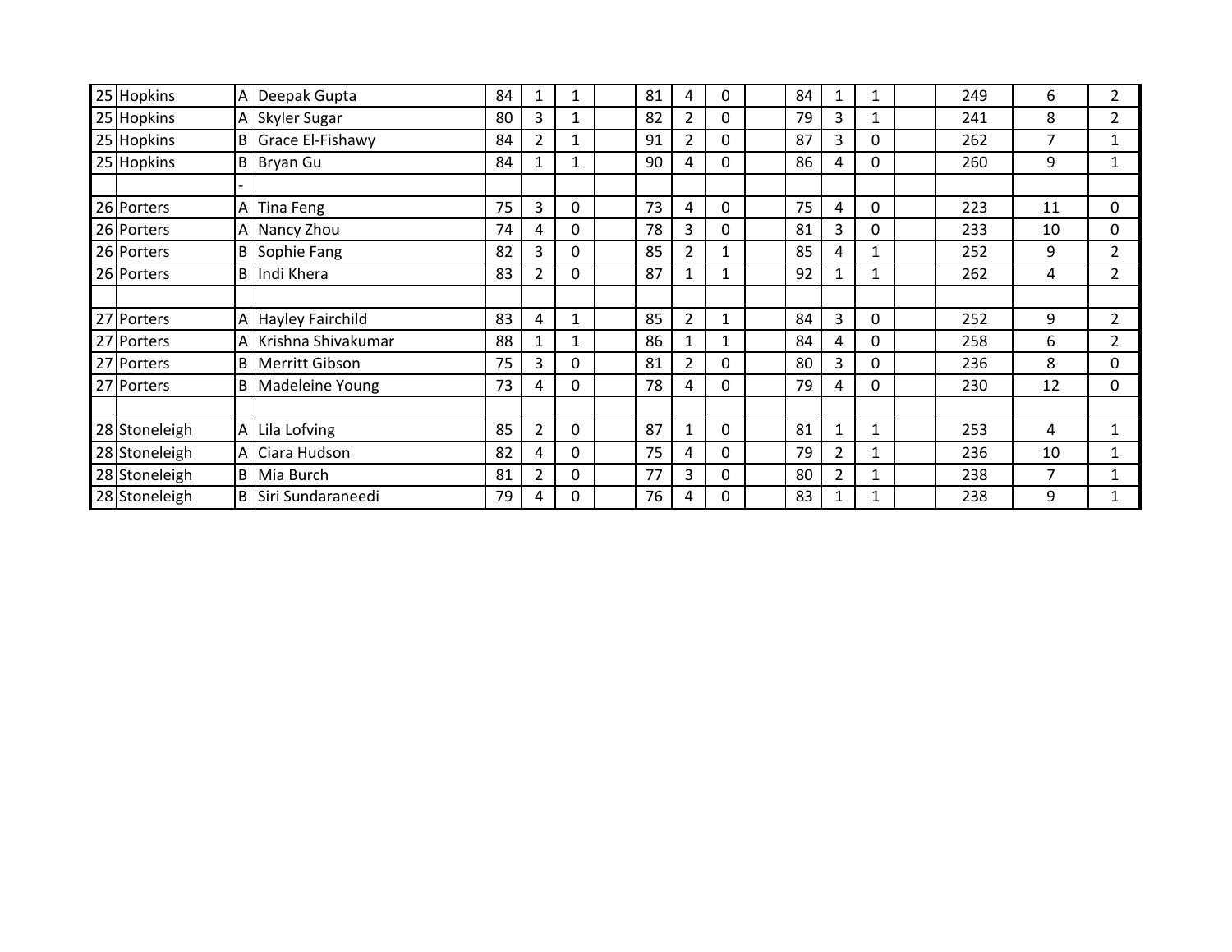| | | | | | | | | | | | | | | | | | | |
|---|---|---|---|---|---|---|---|---|---|---|---|---|---|---|---|---|---|---|
| 25 | Hopkins | A | Deepak Gupta | 84 | 1 | 1 | | 81 | 4 | 0 | | 84 | 1 | 1 | | 249 | 6 | 2 |
| 25 | Hopkins | A | Skyler Sugar | 80 | 3 | 1 | | 82 | 2 | 0 | | 79 | 3 | 1 | | 241 | 8 | 2 |
| 25 | Hopkins | B | Grace El-Fishawy | 84 | 2 | 1 | | 91 | 2 | 0 | | 87 | 3 | 0 | | 262 | 7 | 1 |
| 25 | Hopkins | B | Bryan Gu | 84 | 1 | 1 | | 90 | 4 | 0 | | 86 | 4 | 0 | | 260 | 9 | 1 |
| | | - | | | | | | | | | | | | | | | | |
| 26 | Porters | A | Tina Feng | 75 | 3 | 0 | | 73 | 4 | 0 | | 75 | 4 | 0 | | 223 | 11 | 0 |
| 26 | Porters | A | Nancy Zhou | 74 | 4 | 0 | | 78 | 3 | 0 | | 81 | 3 | 0 | | 233 | 10 | 0 |
| 26 | Porters | B | Sophie Fang | 82 | 3 | 0 | | 85 | 2 | 1 | | 85 | 4 | 1 | | 252 | 9 | 2 |
| 26 | Porters | B | Indi Khera | 83 | 2 | 0 | | 87 | 1 | 1 | | 92 | 1 | 1 | | 262 | 4 | 2 |
| | | | | | | | | | | | | | | | | | | |
| 27 | Porters | A | Hayley Fairchild | 83 | 4 | 1 | | 85 | 2 | 1 | | 84 | 3 | 0 | | 252 | 9 | 2 |
| 27 | Porters | A | Krishna Shivakumar | 88 | 1 | 1 | | 86 | 1 | 1 | | 84 | 4 | 0 | | 258 | 6 | 2 |
| 27 | Porters | B | Merritt Gibson | 75 | 3 | 0 | | 81 | 2 | 0 | | 80 | 3 | 0 | | 236 | 8 | 0 |
| 27 | Porters | B | Madeleine Young | 73 | 4 | 0 | | 78 | 4 | 0 | | 79 | 4 | 0 | | 230 | 12 | 0 |
| | | | | | | | | | | | | | | | | | | |
| 28 | Stoneleigh | A | Lila Lofving | 85 | 2 | 0 | | 87 | 1 | 0 | | 81 | 1 | 1 | | 253 | 4 | 1 |
| 28 | Stoneleigh | A | Ciara Hudson | 82 | 4 | 0 | | 75 | 4 | 0 | | 79 | 2 | 1 | | 236 | 10 | 1 |
| 28 | Stoneleigh | B | Mia Burch | 81 | 2 | 0 | | 77 | 3 | 0 | | 80 | 2 | 1 | | 238 | 7 | 1 |
| 28 | Stoneleigh | B | Siri Sundaraneedi | 79 | 4 | 0 | | 76 | 4 | 0 | | 83 | 1 | 1 | | 238 | 9 | 1 |